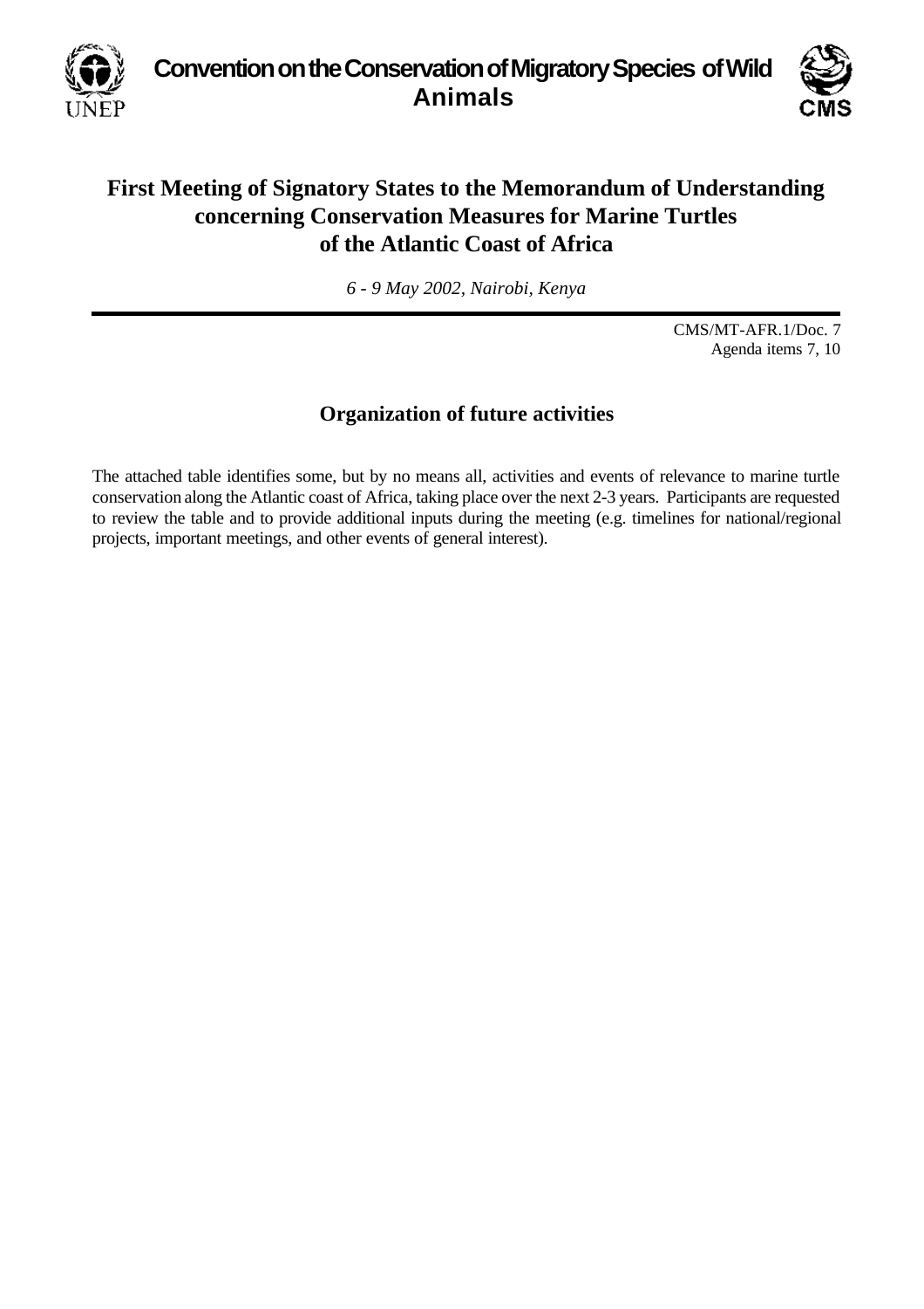**Convention on the Conservation of Migratory Species of Wild Animals**

# First Meeting of Signatory States to the Memorandum of Understanding concerning Conservation Measures for Marine Turtles of the Atlantic Coast of Africa

*6 - 9 May 2002, Nairobi, Kenya*

CMS/MT-AFR.1/Doc. 7
Agenda items 7, 10

## Organization of future activities

The attached table identifies some, but by no means all, activities and events of relevance to marine turtle conservation along the Atlantic coast of Africa, taking place over the next 2-3 years. Participants are requested to review the table and to provide additional inputs during the meeting (e.g. timelines for national/regional projects, important meetings, and other events of general interest).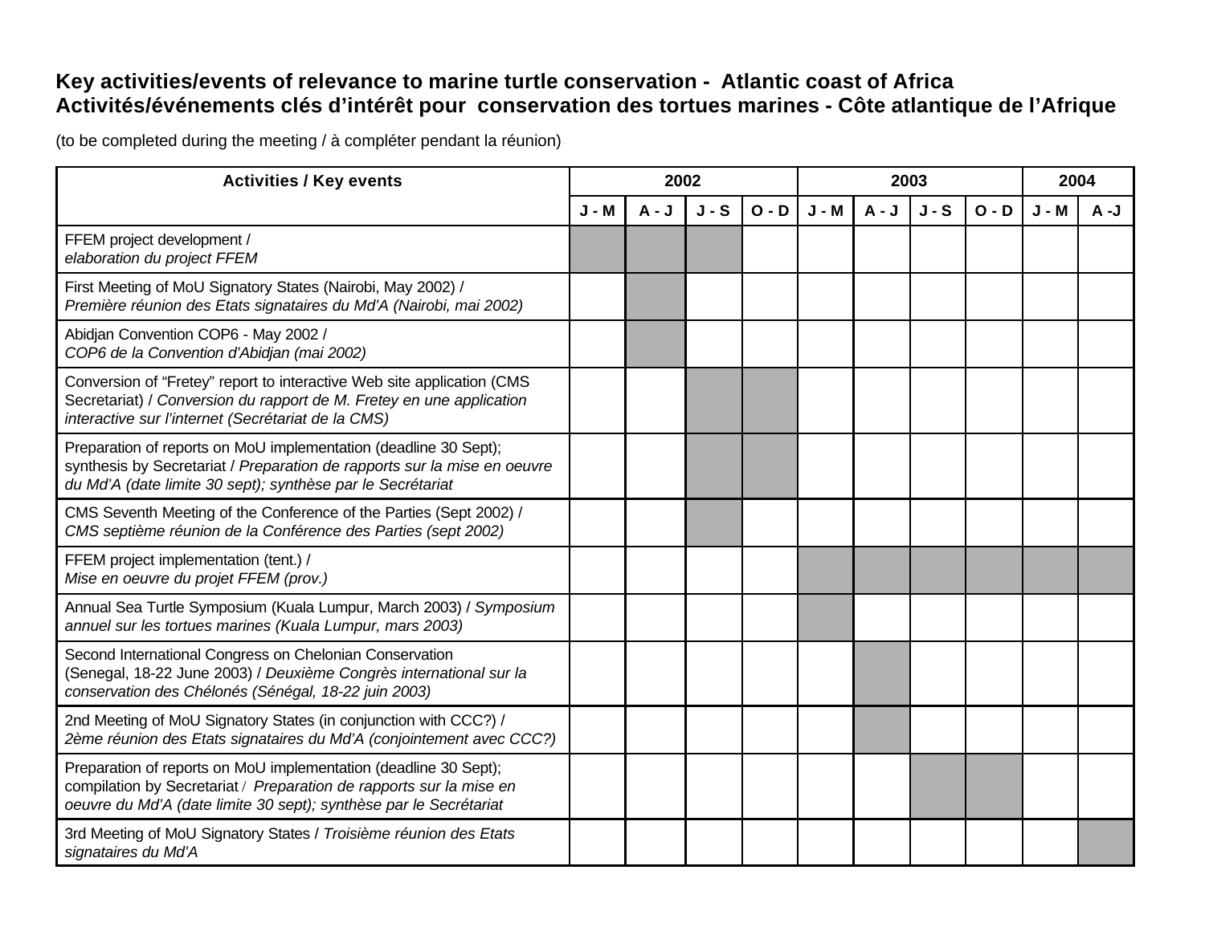**Key activities/events of relevance to marine turtle conservation - Atlantic coast of Africa**
**Activités/événements clés d'intérêt pour conservation des tortues marines - Côte atlantique de l'Afrique**

(to be completed during the meeting / à compléter pendant la réunion)

| Activities / Key events | 2002 | | | | 2003 | | | | 2004 | |
|---|---|---|---|---|---|---|---|---|---|---|
| | J - M | A - J | J - S | O - D | J - M | A - J | J - S | O - D | J - M | A -J |
| FFEM project development / *elaboration du project FFEM* | ■ | ■ | ■ | | | | | | | |
| First Meeting of MoU Signatory States (Nairobi, May 2002) / *Première réunion des Etats signataires du Md'A (Nairobi, mai 2002)* | | ■ | | | | | | | | |
| Abidjan Convention COP6 - May 2002 / *COP6 de la Convention d'Abidjan (mai 2002)* | | ■ | | | | | | | | |
| Conversion of "Fretey" report to interactive Web site application (CMS Secretariat) / *Conversion du rapport de M. Fretey en une application interactive sur l'internet (Secrétariat de la CMS)* | | | ■ | ■ | | | | | | |
| Preparation of reports on MoU implementation (deadline 30 Sept); synthesis by Secretariat / *Preparation de rapports sur la mise en oeuvre du Md'A (date limite 30 sept); synthèse par le Secrétariat* | | | ■ | ■ | | | | | | |
| CMS Seventh Meeting of the Conference of the Parties (Sept 2002) / *CMS septième réunion de la Conférence des Parties (sept 2002)* | | | ■ | | | | | | | |
| FFEM project implementation (tent.) / *Mise en oeuvre du projet FFEM (prov.)* | | | | | ■ | ■ | ■ | ■ | ■ | ■ |
| Annual Sea Turtle Symposium (Kuala Lumpur, March 2003) / *Symposium annuel sur les tortues marines (Kuala Lumpur, mars 2003)* | | | | | ■ | | | | | |
| Second International Congress on Chelonian Conservation (Senegal, 18-22 June 2003) / *Deuxième Congrès international sur la conservation des Chélonés (Sénégal, 18-22 juin 2003)* | | | | | | ■ | | | | |
| 2nd Meeting of MoU Signatory States (in conjunction with CCC?) / *2ème réunion des Etats signataires du Md'A (conjointement avec CCC?)* | | | | | | ■ | | | | |
| Preparation of reports on MoU implementation (deadline 30 Sept); compilation by Secretariat / *Preparation de rapports sur la mise en oeuvre du Md'A (date limite 30 sept); synthèse par le Secrétariat* | | | | | | | ■ | ■ | | |
| 3rd Meeting of MoU Signatory States / *Troisième réunion des Etats signataires du Md'A* | | | | | | | | | | ■ |